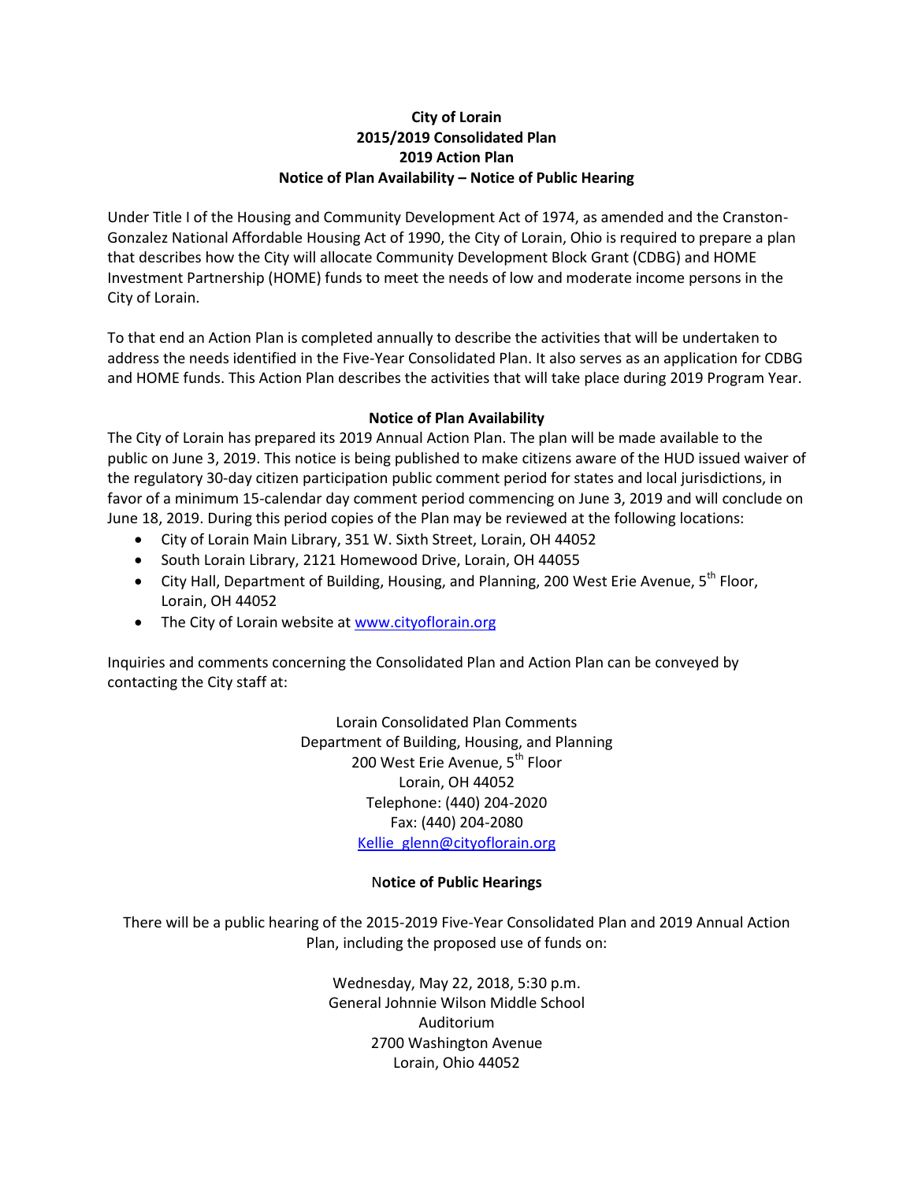**City of Lorain**
**2015/2019 Consolidated Plan**
**2019 Action Plan**
**Notice of Plan Availability – Notice of Public Hearing**

Under Title I of the Housing and Community Development Act of 1974, as amended and the Cranston-Gonzalez National Affordable Housing Act of 1990, the City of Lorain, Ohio is required to prepare a plan that describes how the City will allocate Community Development Block Grant (CDBG) and HOME Investment Partnership (HOME) funds to meet the needs of low and moderate income persons in the City of Lorain.

To that end an Action Plan is completed annually to describe the activities that will be undertaken to address the needs identified in the Five-Year Consolidated Plan. It also serves as an application for CDBG and HOME funds. This Action Plan describes the activities that will take place during 2019 Program Year.

**Notice of Plan Availability**

The City of Lorain has prepared its 2019 Annual Action Plan. The plan will be made available to the public on June 3, 2019. This notice is being published to make citizens aware of the HUD issued waiver of the regulatory 30-day citizen participation public comment period for states and local jurisdictions, in favor of a minimum 15-calendar day comment period commencing on June 3, 2019 and will conclude on June 18, 2019. During this period copies of the Plan may be reviewed at the following locations:

- City of Lorain Main Library, 351 W. Sixth Street, Lorain, OH 44052
- South Lorain Library, 2121 Homewood Drive, Lorain, OH 44055
- City Hall, Department of Building, Housing, and Planning, 200 West Erie Avenue, 5th Floor, Lorain, OH 44052
- The City of Lorain website at www.cityoflorain.org

Inquiries and comments concerning the Consolidated Plan and Action Plan can be conveyed by contacting the City staff at:

Lorain Consolidated Plan Comments
Department of Building, Housing, and Planning
200 West Erie Avenue, 5th Floor
Lorain, OH 44052
Telephone: (440) 204-2020
Fax: (440) 204-2080
Kellie_glenn@cityoflorain.org

**Notice of Public Hearings**

There will be a public hearing of the 2015-2019 Five-Year Consolidated Plan and 2019 Annual Action Plan, including the proposed use of funds on:

Wednesday, May 22, 2018, 5:30 p.m.
General Johnnie Wilson Middle School
Auditorium
2700 Washington Avenue
Lorain, Ohio 44052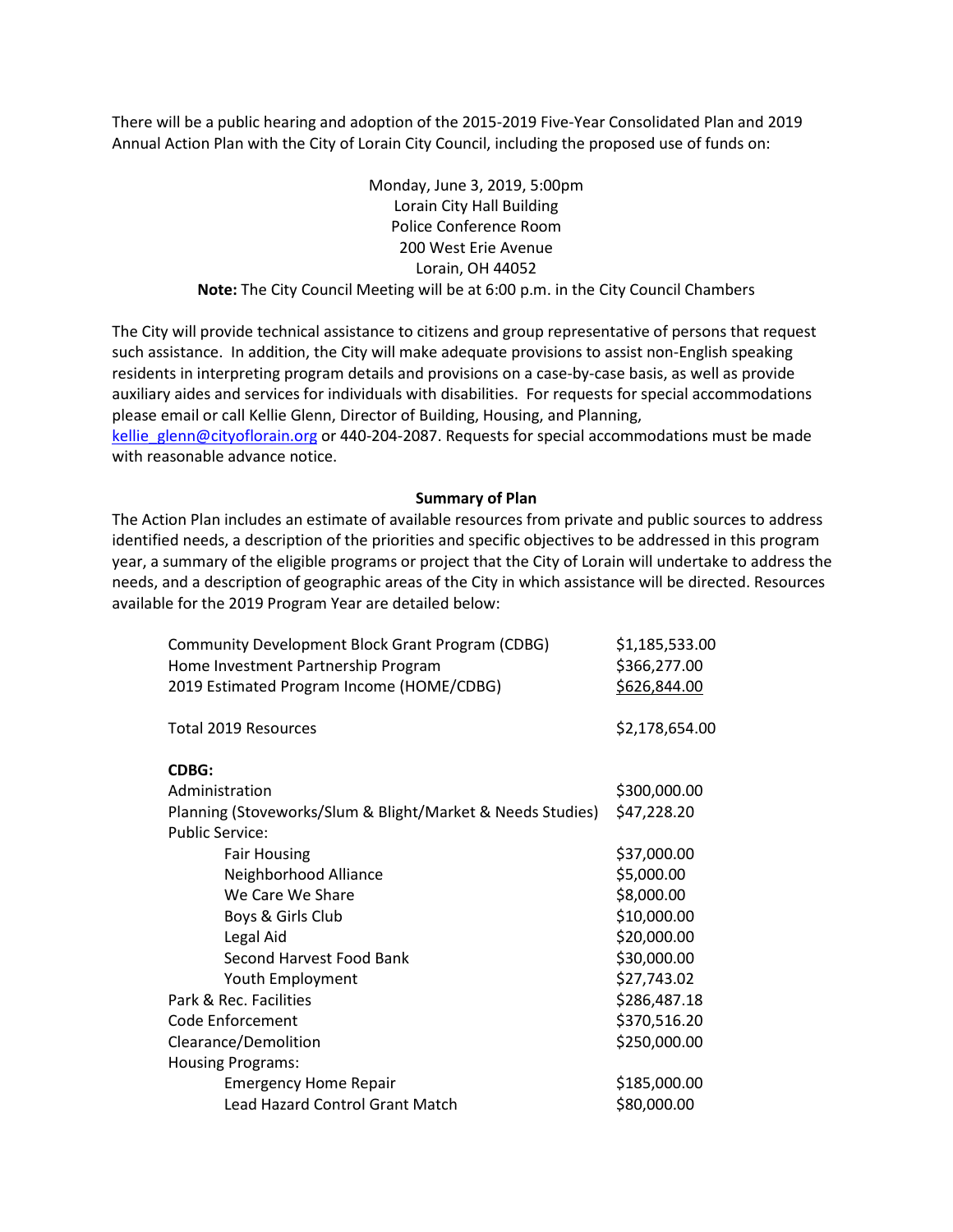There will be a public hearing and adoption of the 2015-2019 Five-Year Consolidated Plan and 2019 Annual Action Plan with the City of Lorain City Council, including the proposed use of funds on:

Monday, June 3, 2019, 5:00pm
Lorain City Hall Building
Police Conference Room
200 West Erie Avenue
Lorain, OH 44052

**Note:** The City Council Meeting will be at 6:00 p.m. in the City Council Chambers

The City will provide technical assistance to citizens and group representative of persons that request such assistance. In addition, the City will make adequate provisions to assist non-English speaking residents in interpreting program details and provisions on a case-by-case basis, as well as provide auxiliary aides and services for individuals with disabilities. For requests for special accommodations please email or call Kellie Glenn, Director of Building, Housing, and Planning, kellie_glenn@cityoflorain.org or 440-204-2087. Requests for special accommodations must be made with reasonable advance notice.

**Summary of Plan**

The Action Plan includes an estimate of available resources from private and public sources to address identified needs, a description of the priorities and specific objectives to be addressed in this program year, a summary of the eligible programs or project that the City of Lorain will undertake to address the needs, and a description of geographic areas of the City in which assistance will be directed. Resources available for the 2019 Program Year are detailed below:

| | |
|---|---|
| Community Development Block Grant Program (CDBG) | $1,185,533.00 |
| Home Investment Partnership Program | $366,277.00 |
| 2019 Estimated Program Income (HOME/CDBG) | $626,844.00 |
| Total 2019 Resources | $2,178,654.00 |
| **CDBG:** | |
| Administration | $300,000.00 |
| Planning (Stoveworks/Slum & Blight/Market & Needs Studies) | $47,228.20 |
| Public Service: | |
| Fair Housing | $37,000.00 |
| Neighborhood Alliance | $5,000.00 |
| We Care We Share | $8,000.00 |
| Boys & Girls Club | $10,000.00 |
| Legal Aid | $20,000.00 |
| Second Harvest Food Bank | $30,000.00 |
| Youth Employment | $27,743.02 |
| Park & Rec. Facilities | $286,487.18 |
| Code Enforcement | $370,516.20 |
| Clearance/Demolition | $250,000.00 |
| Housing Programs: | |
| Emergency Home Repair | $185,000.00 |
| Lead Hazard Control Grant Match | $80,000.00 |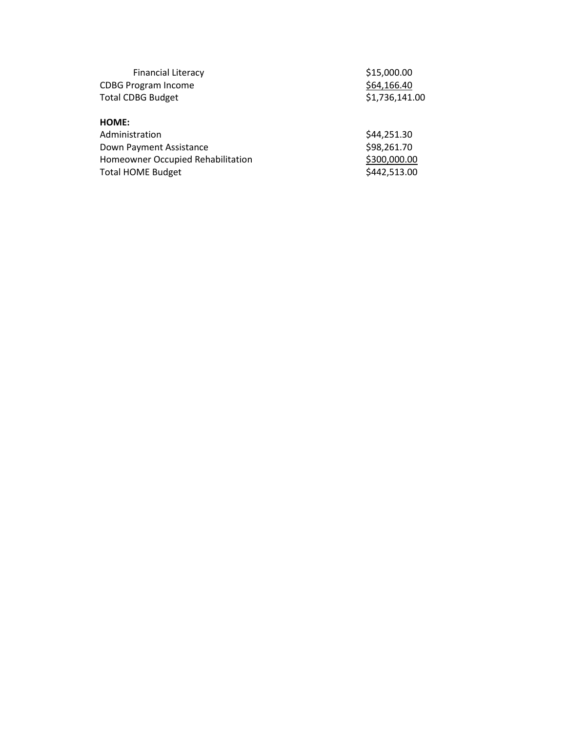| | |
|---|---|
| Financial Literacy | $15,000.00 |
| CDBG Program Income | $64,166.40 |
| Total CDBG Budget | $1,736,141.00 |

**HOME:**

| | |
|---|---|
| Administration | $44,251.30 |
| Down Payment Assistance | $98,261.70 |
| Homeowner Occupied Rehabilitation | $300,000.00 |
| Total HOME Budget | $442,513.00 |